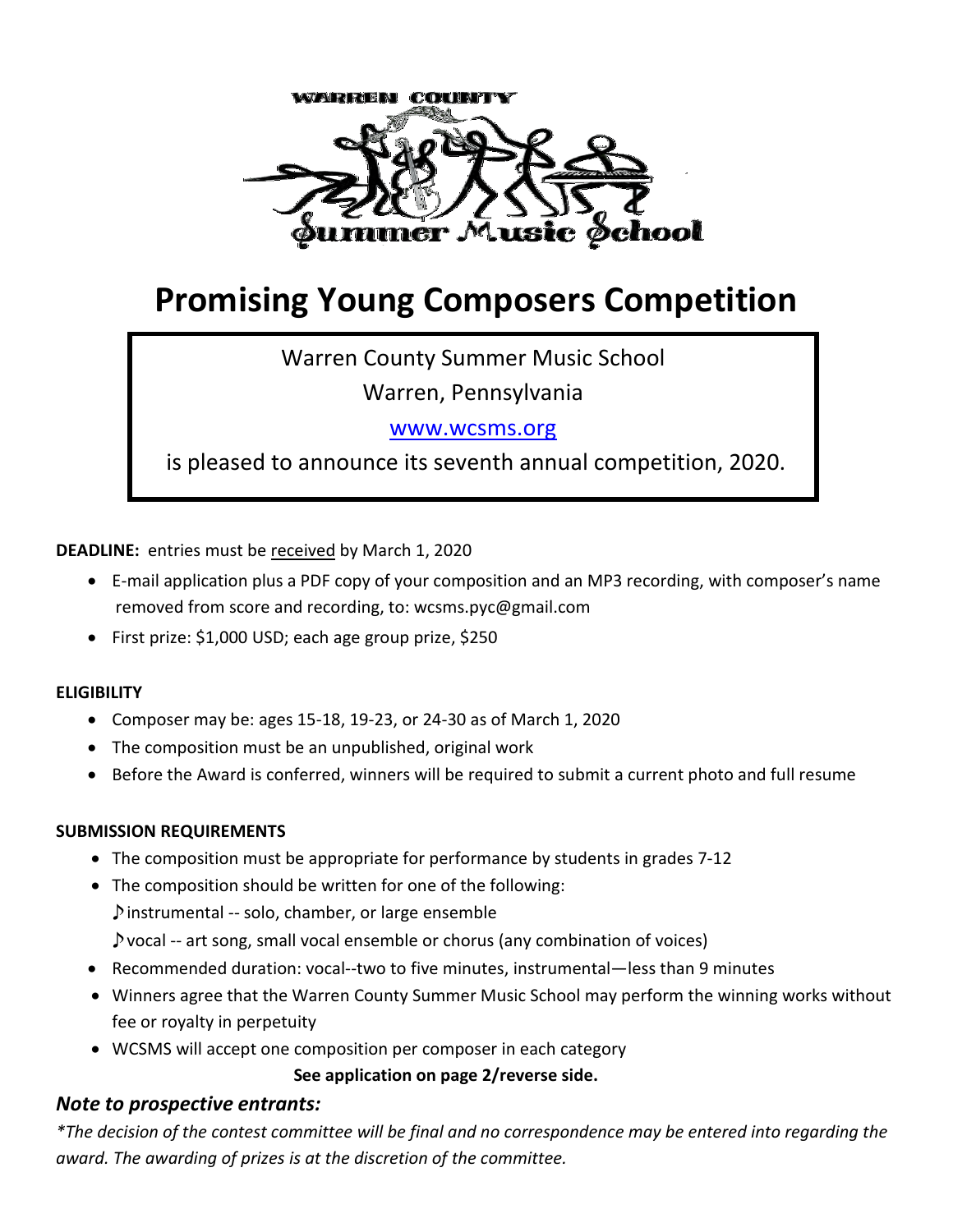WARREN COUNTY Summer Music School

# Promising Young Composers Competition

Warren County Summer Music School

Warren, Pennsylvania

[www.wcsms.org](http://www.wcsms.org)

is pleased to announce its seventh annual competition, 2020.

**DEADLINE:** entries must be received by March 1, 2020

- E-mail application plus a PDF copy of your composition and an MP3 recording, with composer's name removed from score and recording, to: wcsms.pyc@gmail.com
- First prize: $1,000 USD; each age group prize, $250

**ELIGIBILITY**

- Composer may be: ages 15-18, 19-23, or 24-30 as of March 1, 2020
- The composition must be an unpublished, original work
- Before the Award is conferred, winners will be required to submit a current photo and full resume

**SUBMISSION REQUIREMENTS**

- The composition must be appropriate for performance by students in grades 7-12
- The composition should be written for one of the following:
  - ♪instrumental -- solo, chamber, or large ensemble
  - ♪vocal -- art song, small vocal ensemble or chorus (any combination of voices)
- Recommended duration: vocal--two to five minutes, instrumental—less than 9 minutes
- Winners agree that the Warren County Summer Music School may perform the winning works without fee or royalty in perpetuity
- WCSMS will accept one composition per composer in each category

**See application on page 2/reverse side.**

### *Note to prospective entrants:*

**The decision of the contest committee will be final and no correspondence may be entered into regarding the award. The awarding of prizes is at the discretion of the committee.*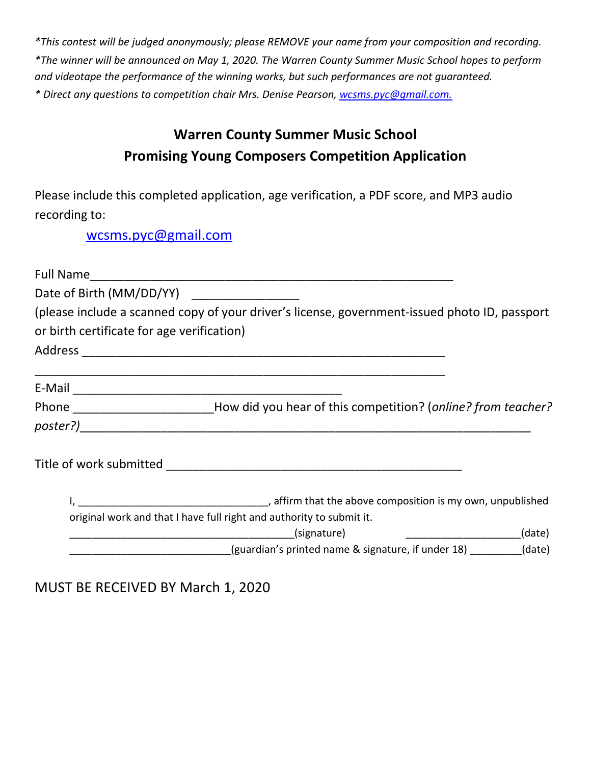*\*This contest will be judged anonymously; please REMOVE your name from your composition and recording.*

*\*The winner will be announced on May 1, 2020. The Warren County Summer Music School hopes to perform and videotape the performance of the winning works, but such performances are not guaranteed.*

*\* Direct any questions to competition chair Mrs. Denise Pearson, wcsms.pyc@gmail.com.*

## Warren County Summer Music School
## Promising Young Composers Competition Application

Please include this completed application, age verification, a PDF score, and MP3 audio recording to:

wcsms.pyc@gmail.com

Full Name_______________________________________________________

Date of Birth (MM/DD/YY) ________________

(please include a scanned copy of your driver's license, government-issued photo ID, passport or birth certificate for age verification)

Address _______________________________________________________

_______________________________________________________________

E-Mail ________________________________________

Phone _____________________How did you hear of this competition? (*online? from teacher? poster?)*_____________________________________________________________

Title of work submitted ____________________________________________

I, ______________________________, affirm that the above composition is my own, unpublished original work and that I have full right and authority to submit it.

___________________________________(signature) ___________________(date)

__________________________(guardian's printed name & signature, if under 18) ________(date)

MUST BE RECEIVED BY March 1, 2020